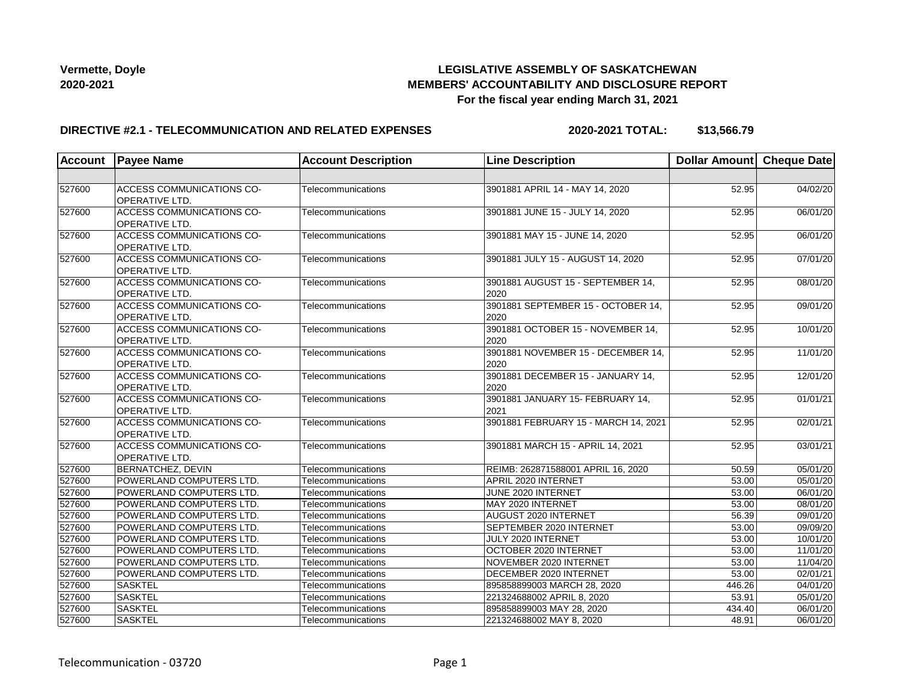**Vermette, Doyle**
**2020-2021**

# LEGISLATIVE ASSEMBLY OF SASKATCHEWAN
## MEMBERS' ACCOUNTABILITY AND DISCLOSURE REPORT
### For the fiscal year ending March 31, 2021

**DIRECTIVE #2.1 - TELECOMMUNICATION AND RELATED EXPENSES** **2020-2021 TOTAL: $13,566.79**

| Account | Payee Name | Account Description | Line Description | Dollar Amount | Cheque Date |
|---|---|---|---|---|---|
| | | | | | |
| 527600 | ACCESS COMMUNICATIONS CO-OPERATIVE LTD. | Telecommunications | 3901881 APRIL 14 - MAY 14, 2020 | 52.95 | 04/02/20 |
| 527600 | ACCESS COMMUNICATIONS CO-OPERATIVE LTD. | Telecommunications | 3901881 JUNE 15 - JULY 14, 2020 | 52.95 | 06/01/20 |
| 527600 | ACCESS COMMUNICATIONS CO-OPERATIVE LTD. | Telecommunications | 3901881 MAY 15 - JUNE 14, 2020 | 52.95 | 06/01/20 |
| 527600 | ACCESS COMMUNICATIONS CO-OPERATIVE LTD. | Telecommunications | 3901881 JULY 15 - AUGUST 14, 2020 | 52.95 | 07/01/20 |
| 527600 | ACCESS COMMUNICATIONS CO-OPERATIVE LTD. | Telecommunications | 3901881 AUGUST 15 - SEPTEMBER 14, 2020 | 52.95 | 08/01/20 |
| 527600 | ACCESS COMMUNICATIONS CO-OPERATIVE LTD. | Telecommunications | 3901881 SEPTEMBER 15 - OCTOBER 14, 2020 | 52.95 | 09/01/20 |
| 527600 | ACCESS COMMUNICATIONS CO-OPERATIVE LTD. | Telecommunications | 3901881 OCTOBER 15 - NOVEMBER 14, 2020 | 52.95 | 10/01/20 |
| 527600 | ACCESS COMMUNICATIONS CO-OPERATIVE LTD. | Telecommunications | 3901881 NOVEMBER 15 - DECEMBER 14, 2020 | 52.95 | 11/01/20 |
| 527600 | ACCESS COMMUNICATIONS CO-OPERATIVE LTD. | Telecommunications | 3901881 DECEMBER 15 - JANUARY 14, 2020 | 52.95 | 12/01/20 |
| 527600 | ACCESS COMMUNICATIONS CO-OPERATIVE LTD. | Telecommunications | 3901881 JANUARY 15- FEBRUARY 14, 2021 | 52.95 | 01/01/21 |
| 527600 | ACCESS COMMUNICATIONS CO-OPERATIVE LTD. | Telecommunications | 3901881 FEBRUARY 15 - MARCH 14, 2021 | 52.95 | 02/01/21 |
| 527600 | ACCESS COMMUNICATIONS CO-OPERATIVE LTD. | Telecommunications | 3901881 MARCH 15 - APRIL 14, 2021 | 52.95 | 03/01/21 |
| 527600 | BERNATCHEZ, DEVIN | Telecommunications | REIMB: 262871588001 APRIL 16, 2020 | 50.59 | 05/01/20 |
| 527600 | POWERLAND COMPUTERS LTD. | Telecommunications | APRIL 2020 INTERNET | 53.00 | 05/01/20 |
| 527600 | POWERLAND COMPUTERS LTD. | Telecommunications | JUNE 2020 INTERNET | 53.00 | 06/01/20 |
| 527600 | POWERLAND COMPUTERS LTD. | Telecommunications | MAY 2020 INTERNET | 53.00 | 08/01/20 |
| 527600 | POWERLAND COMPUTERS LTD. | Telecommunications | AUGUST 2020 INTERNET | 56.39 | 09/01/20 |
| 527600 | POWERLAND COMPUTERS LTD. | Telecommunications | SEPTEMBER 2020 INTERNET | 53.00 | 09/09/20 |
| 527600 | POWERLAND COMPUTERS LTD. | Telecommunications | JULY 2020 INTERNET | 53.00 | 10/01/20 |
| 527600 | POWERLAND COMPUTERS LTD. | Telecommunications | OCTOBER 2020 INTERNET | 53.00 | 11/01/20 |
| 527600 | POWERLAND COMPUTERS LTD. | Telecommunications | NOVEMBER 2020 INTERNET | 53.00 | 11/04/20 |
| 527600 | POWERLAND COMPUTERS LTD. | Telecommunications | DECEMBER 2020 INTERNET | 53.00 | 02/01/21 |
| 527600 | SASKTEL | Telecommunications | 895858899003 MARCH 28, 2020 | 446.26 | 04/01/20 |
| 527600 | SASKTEL | Telecommunications | 221324688002 APRIL 8, 2020 | 53.91 | 05/01/20 |
| 527600 | SASKTEL | Telecommunications | 895858899003 MAY 28, 2020 | 434.40 | 06/01/20 |
| 527600 | SASKTEL | Telecommunications | 221324688002 MAY 8, 2020 | 48.91 | 06/01/20 |

Telecommunication - 03720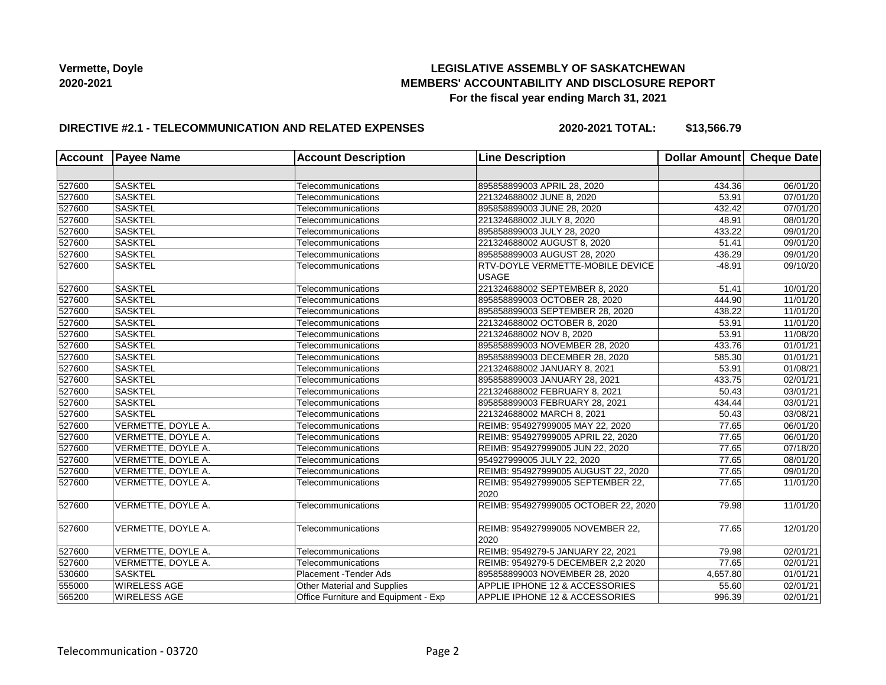**Vermette, Doyle**
**2020-2021**

**LEGISLATIVE ASSEMBLY OF SASKATCHEWAN**
**MEMBERS' ACCOUNTABILITY AND DISCLOSURE REPORT**
**For the fiscal year ending March 31, 2021**

**DIRECTIVE #2.1 - TELECOMMUNICATION AND RELATED EXPENSES** **2020-2021 TOTAL: $13,566.79**

| Account | Payee Name | Account Description | Line Description | Dollar Amount | Cheque Date |
|---|---|---|---|---|---|
| | | | | | |
| 527600 | SASKTEL | Telecommunications | 895858899003 APRIL 28, 2020 | 434.36 | 06/01/20 |
| 527600 | SASKTEL | Telecommunications | 221324688002 JUNE 8, 2020 | 53.91 | 07/01/20 |
| 527600 | SASKTEL | Telecommunications | 895858899003 JUNE 28, 2020 | 432.42 | 07/01/20 |
| 527600 | SASKTEL | Telecommunications | 221324688002 JULY 8, 2020 | 48.91 | 08/01/20 |
| 527600 | SASKTEL | Telecommunications | 895858899003 JULY 28, 2020 | 433.22 | 09/01/20 |
| 527600 | SASKTEL | Telecommunications | 221324688002 AUGUST 8, 2020 | 51.41 | 09/01/20 |
| 527600 | SASKTEL | Telecommunications | 895858899003 AUGUST 28, 2020 | 436.29 | 09/01/20 |
| 527600 | SASKTEL | Telecommunications | RTV-DOYLE VERMETTE-MOBILE DEVICE USAGE | -48.91 | 09/10/20 |
| 527600 | SASKTEL | Telecommunications | 221324688002 SEPTEMBER 8, 2020 | 51.41 | 10/01/20 |
| 527600 | SASKTEL | Telecommunications | 895858899003 OCTOBER 28, 2020 | 444.90 | 11/01/20 |
| 527600 | SASKTEL | Telecommunications | 895858899003 SEPTEMBER 28, 2020 | 438.22 | 11/01/20 |
| 527600 | SASKTEL | Telecommunications | 221324688002 OCTOBER 8, 2020 | 53.91 | 11/01/20 |
| 527600 | SASKTEL | Telecommunications | 221324688002 NOV 8, 2020 | 53.91 | 11/08/20 |
| 527600 | SASKTEL | Telecommunications | 895858899003 NOVEMBER 28, 2020 | 433.76 | 01/01/21 |
| 527600 | SASKTEL | Telecommunications | 895858899003 DECEMBER 28, 2020 | 585.30 | 01/01/21 |
| 527600 | SASKTEL | Telecommunications | 221324688002 JANUARY 8, 2021 | 53.91 | 01/08/21 |
| 527600 | SASKTEL | Telecommunications | 895858899003 JANUARY 28, 2021 | 433.75 | 02/01/21 |
| 527600 | SASKTEL | Telecommunications | 221324688002 FEBRUARY 8, 2021 | 50.43 | 03/01/21 |
| 527600 | SASKTEL | Telecommunications | 895858899003 FEBRUARY 28, 2021 | 434.44 | 03/01/21 |
| 527600 | SASKTEL | Telecommunications | 221324688002 MARCH 8, 2021 | 50.43 | 03/08/21 |
| 527600 | VERMETTE, DOYLE A. | Telecommunications | REIMB: 954927999005 MAY 22, 2020 | 77.65 | 06/01/20 |
| 527600 | VERMETTE, DOYLE A. | Telecommunications | REIMB: 954927999005 APRIL 22, 2020 | 77.65 | 06/01/20 |
| 527600 | VERMETTE, DOYLE A. | Telecommunications | REIMB: 954927999005 JUN 22, 2020 | 77.65 | 07/18/20 |
| 527600 | VERMETTE, DOYLE A. | Telecommunications | 954927999005 JULY 22, 2020 | 77.65 | 08/01/20 |
| 527600 | VERMETTE, DOYLE A. | Telecommunications | REIMB: 954927999005 AUGUST 22, 2020 | 77.65 | 09/01/20 |
| 527600 | VERMETTE, DOYLE A. | Telecommunications | REIMB: 954927999005 SEPTEMBER 22, 2020 | 77.65 | 11/01/20 |
| 527600 | VERMETTE, DOYLE A. | Telecommunications | REIMB: 954927999005 OCTOBER 22, 2020 | 79.98 | 11/01/20 |
| 527600 | VERMETTE, DOYLE A. | Telecommunications | REIMB: 954927999005 NOVEMBER 22, 2020 | 77.65 | 12/01/20 |
| 527600 | VERMETTE, DOYLE A. | Telecommunications | REIMB: 9549279-5 JANUARY 22, 2021 | 79.98 | 02/01/21 |
| 527600 | VERMETTE, DOYLE A. | Telecommunications | REIMB: 9549279-5 DECEMBER 2,2 2020 | 77.65 | 02/01/21 |
| 530600 | SASKTEL | Placement -Tender Ads | 895858899003 NOVEMBER 28, 2020 | 4,657.80 | 01/01/21 |
| 555000 | WIRELESS AGE | Other Material and Supplies | APPLIE IPHONE 12 & ACCESSORIES | 55.60 | 02/01/21 |
| 565200 | WIRELESS AGE | Office Furniture and Equipment - Exp | APPLIE IPHONE 12 & ACCESSORIES | 996.39 | 02/01/21 |

Telecommunication - 03720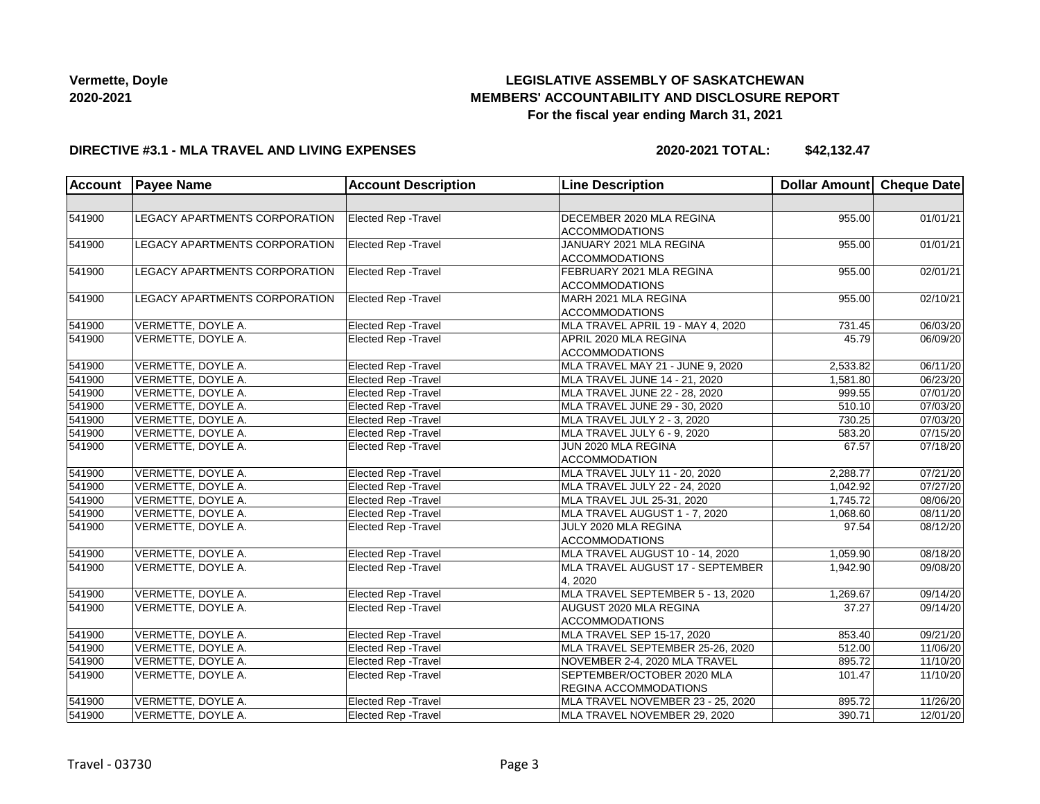Vermette, Doyle
2020-2021

**LEGISLATIVE ASSEMBLY OF SASKATCHEWAN**
**MEMBERS' ACCOUNTABILITY AND DISCLOSURE REPORT**
**For the fiscal year ending March 31, 2021**

**DIRECTIVE #3.1 - MLA TRAVEL AND LIVING EXPENSES** **2020-2021 TOTAL: $42,132.47**

| Account | Payee Name | Account Description | Line Description | Dollar Amount | Cheque Date |
|---|---|---|---|---|---|
| | | | | | |
| 541900 | LEGACY APARTMENTS CORPORATION | Elected Rep -Travel | DECEMBER 2020 MLA REGINA ACCOMMODATIONS | 955.00 | 01/01/21 |
| 541900 | LEGACY APARTMENTS CORPORATION | Elected Rep -Travel | JANUARY 2021 MLA REGINA ACCOMMODATIONS | 955.00 | 01/01/21 |
| 541900 | LEGACY APARTMENTS CORPORATION | Elected Rep -Travel | FEBRUARY 2021 MLA REGINA ACCOMMODATIONS | 955.00 | 02/01/21 |
| 541900 | LEGACY APARTMENTS CORPORATION | Elected Rep -Travel | MARH 2021 MLA REGINA ACCOMMODATIONS | 955.00 | 02/10/21 |
| 541900 | VERMETTE, DOYLE A. | Elected Rep -Travel | MLA TRAVEL APRIL 19 - MAY 4, 2020 | 731.45 | 06/03/20 |
| 541900 | VERMETTE, DOYLE A. | Elected Rep -Travel | APRIL 2020 MLA REGINA ACCOMMODATIONS | 45.79 | 06/09/20 |
| 541900 | VERMETTE, DOYLE A. | Elected Rep -Travel | MLA TRAVEL MAY 21 - JUNE 9, 2020 | 2,533.82 | 06/11/20 |
| 541900 | VERMETTE, DOYLE A. | Elected Rep -Travel | MLA TRAVEL JUNE 14 - 21, 2020 | 1,581.80 | 06/23/20 |
| 541900 | VERMETTE, DOYLE A. | Elected Rep -Travel | MLA TRAVEL JUNE 22 - 28, 2020 | 999.55 | 07/01/20 |
| 541900 | VERMETTE, DOYLE A. | Elected Rep -Travel | MLA TRAVEL JUNE 29 - 30, 2020 | 510.10 | 07/03/20 |
| 541900 | VERMETTE, DOYLE A. | Elected Rep -Travel | MLA TRAVEL JULY 2 - 3, 2020 | 730.25 | 07/03/20 |
| 541900 | VERMETTE, DOYLE A. | Elected Rep -Travel | MLA TRAVEL JULY 6 - 9, 2020 | 583.20 | 07/15/20 |
| 541900 | VERMETTE, DOYLE A. | Elected Rep -Travel | JUN 2020 MLA REGINA ACCOMMODATION | 67.57 | 07/18/20 |
| 541900 | VERMETTE, DOYLE A. | Elected Rep -Travel | MLA TRAVEL JULY 11 - 20, 2020 | 2,288.77 | 07/21/20 |
| 541900 | VERMETTE, DOYLE A. | Elected Rep -Travel | MLA TRAVEL JULY 22 - 24, 2020 | 1,042.92 | 07/27/20 |
| 541900 | VERMETTE, DOYLE A. | Elected Rep -Travel | MLA TRAVEL JUL 25-31, 2020 | 1,745.72 | 08/06/20 |
| 541900 | VERMETTE, DOYLE A. | Elected Rep -Travel | MLA TRAVEL AUGUST 1 - 7, 2020 | 1,068.60 | 08/11/20 |
| 541900 | VERMETTE, DOYLE A. | Elected Rep -Travel | JULY 2020 MLA REGINA ACCOMMODATIONS | 97.54 | 08/12/20 |
| 541900 | VERMETTE, DOYLE A. | Elected Rep -Travel | MLA TRAVEL AUGUST 10 - 14, 2020 | 1,059.90 | 08/18/20 |
| 541900 | VERMETTE, DOYLE A. | Elected Rep -Travel | MLA TRAVEL AUGUST 17 - SEPTEMBER 4, 2020 | 1,942.90 | 09/08/20 |
| 541900 | VERMETTE, DOYLE A. | Elected Rep -Travel | MLA TRAVEL SEPTEMBER 5 - 13, 2020 | 1,269.67 | 09/14/20 |
| 541900 | VERMETTE, DOYLE A. | Elected Rep -Travel | AUGUST 2020 MLA REGINA ACCOMMODATIONS | 37.27 | 09/14/20 |
| 541900 | VERMETTE, DOYLE A. | Elected Rep -Travel | MLA TRAVEL SEP 15-17, 2020 | 853.40 | 09/21/20 |
| 541900 | VERMETTE, DOYLE A. | Elected Rep -Travel | MLA TRAVEL SEPTEMBER 25-26, 2020 | 512.00 | 11/06/20 |
| 541900 | VERMETTE, DOYLE A. | Elected Rep -Travel | NOVEMBER 2-4, 2020 MLA TRAVEL | 895.72 | 11/10/20 |
| 541900 | VERMETTE, DOYLE A. | Elected Rep -Travel | SEPTEMBER/OCTOBER 2020 MLA REGINA ACCOMMODATIONS | 101.47 | 11/10/20 |
| 541900 | VERMETTE, DOYLE A. | Elected Rep -Travel | MLA TRAVEL NOVEMBER 23 - 25, 2020 | 895.72 | 11/26/20 |
| 541900 | VERMETTE, DOYLE A. | Elected Rep -Travel | MLA TRAVEL NOVEMBER 29, 2020 | 390.71 | 12/01/20 |

Travel - 03730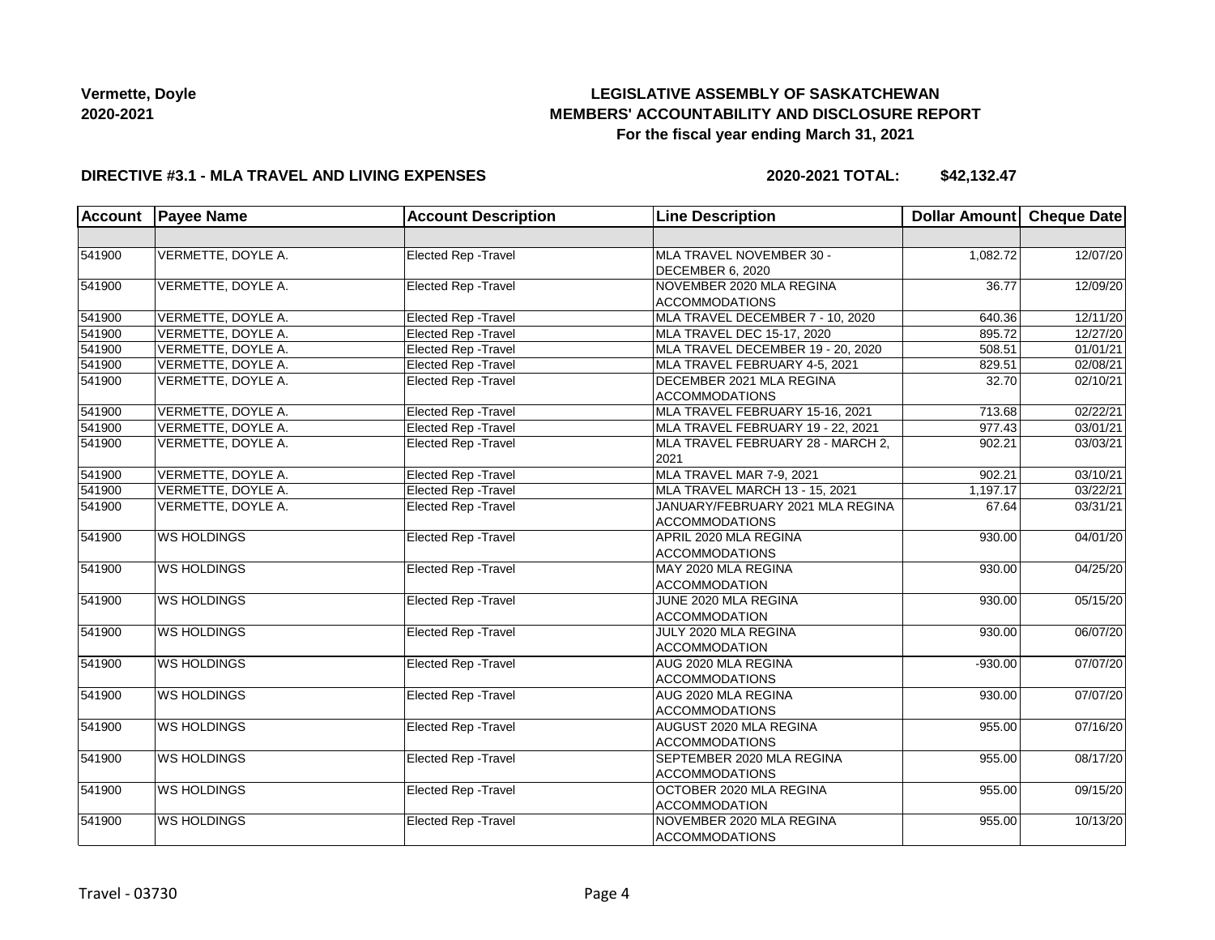**Vermette, Doyle**
**2020-2021**

# LEGISLATIVE ASSEMBLY OF SASKATCHEWAN
## MEMBERS' ACCOUNTABILITY AND DISCLOSURE REPORT
### For the fiscal year ending March 31, 2021

**DIRECTIVE #3.1 - MLA TRAVEL AND LIVING EXPENSES** **2020-2021 TOTAL: $42,132.47**

| Account | Payee Name | Account Description | Line Description | Dollar Amount | Cheque Date |
|---|---|---|---|---|---|
| | | | | | |
| 541900 | VERMETTE, DOYLE A. | Elected Rep -Travel | MLA TRAVEL NOVEMBER 30 - DECEMBER 6, 2020 | 1,082.72 | 12/07/20 |
| 541900 | VERMETTE, DOYLE A. | Elected Rep -Travel | NOVEMBER 2020 MLA REGINA ACCOMMODATIONS | 36.77 | 12/09/20 |
| 541900 | VERMETTE, DOYLE A. | Elected Rep -Travel | MLA TRAVEL DECEMBER 7 - 10, 2020 | 640.36 | 12/11/20 |
| 541900 | VERMETTE, DOYLE A. | Elected Rep -Travel | MLA TRAVEL DEC 15-17, 2020 | 895.72 | 12/27/20 |
| 541900 | VERMETTE, DOYLE A. | Elected Rep -Travel | MLA TRAVEL DECEMBER 19 - 20, 2020 | 508.51 | 01/01/21 |
| 541900 | VERMETTE, DOYLE A. | Elected Rep -Travel | MLA TRAVEL FEBRUARY 4-5, 2021 | 829.51 | 02/08/21 |
| 541900 | VERMETTE, DOYLE A. | Elected Rep -Travel | DECEMBER 2021 MLA REGINA ACCOMMODATIONS | 32.70 | 02/10/21 |
| 541900 | VERMETTE, DOYLE A. | Elected Rep -Travel | MLA TRAVEL FEBRUARY 15-16, 2021 | 713.68 | 02/22/21 |
| 541900 | VERMETTE, DOYLE A. | Elected Rep -Travel | MLA TRAVEL FEBRUARY 19 - 22, 2021 | 977.43 | 03/01/21 |
| 541900 | VERMETTE, DOYLE A. | Elected Rep -Travel | MLA TRAVEL FEBRUARY 28 - MARCH 2, 2021 | 902.21 | 03/03/21 |
| 541900 | VERMETTE, DOYLE A. | Elected Rep -Travel | MLA TRAVEL MAR 7-9, 2021 | 902.21 | 03/10/21 |
| 541900 | VERMETTE, DOYLE A. | Elected Rep -Travel | MLA TRAVEL MARCH 13 - 15, 2021 | 1,197.17 | 03/22/21 |
| 541900 | VERMETTE, DOYLE A. | Elected Rep -Travel | JANUARY/FEBRUARY 2021 MLA REGINA ACCOMMODATIONS | 67.64 | 03/31/21 |
| 541900 | WS HOLDINGS | Elected Rep -Travel | APRIL 2020 MLA REGINA ACCOMMODATIONS | 930.00 | 04/01/20 |
| 541900 | WS HOLDINGS | Elected Rep -Travel | MAY 2020 MLA REGINA ACCOMMODATION | 930.00 | 04/25/20 |
| 541900 | WS HOLDINGS | Elected Rep -Travel | JUNE 2020 MLA REGINA ACCOMMODATION | 930.00 | 05/15/20 |
| 541900 | WS HOLDINGS | Elected Rep -Travel | JULY 2020 MLA REGINA ACCOMMODATION | 930.00 | 06/07/20 |
| 541900 | WS HOLDINGS | Elected Rep -Travel | AUG 2020 MLA REGINA ACCOMMODATIONS | -930.00 | 07/07/20 |
| 541900 | WS HOLDINGS | Elected Rep -Travel | AUG 2020 MLA REGINA ACCOMMODATIONS | 930.00 | 07/07/20 |
| 541900 | WS HOLDINGS | Elected Rep -Travel | AUGUST 2020 MLA REGINA ACCOMMODATIONS | 955.00 | 07/16/20 |
| 541900 | WS HOLDINGS | Elected Rep -Travel | SEPTEMBER 2020 MLA REGINA ACCOMMODATIONS | 955.00 | 08/17/20 |
| 541900 | WS HOLDINGS | Elected Rep -Travel | OCTOBER 2020 MLA REGINA ACCOMMODATION | 955.00 | 09/15/20 |
| 541900 | WS HOLDINGS | Elected Rep -Travel | NOVEMBER 2020 MLA REGINA ACCOMMODATIONS | 955.00 | 10/13/20 |

Travel - 03730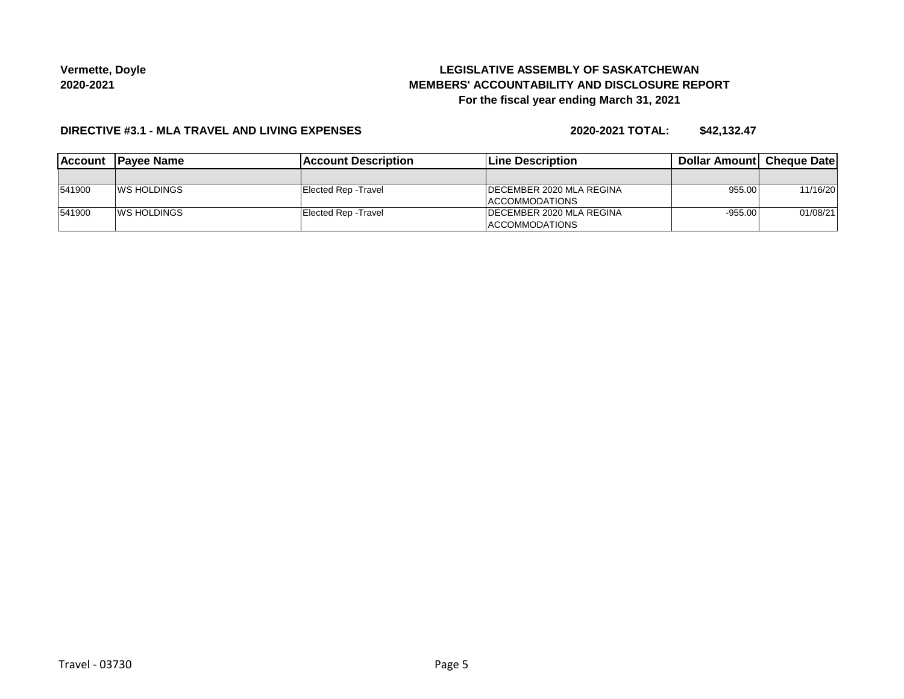**Vermette, Doyle**
**2020-2021**

**LEGISLATIVE ASSEMBLY OF SASKATCHEWAN**
**MEMBERS' ACCOUNTABILITY AND DISCLOSURE REPORT**
**For the fiscal year ending March 31, 2021**

**DIRECTIVE #3.1 - MLA TRAVEL AND LIVING EXPENSES** **2020-2021 TOTAL: $42,132.47**

| Account | Payee Name | Account Description | Line Description | Dollar Amount | Cheque Date |
|---|---|---|---|---|---|
| | | | | | |
| 541900 | WS HOLDINGS | Elected Rep -Travel | DECEMBER 2020 MLA REGINA ACCOMMODATIONS | 955.00 | 11/16/20 |
| 541900 | WS HOLDINGS | Elected Rep -Travel | DECEMBER 2020 MLA REGINA ACCOMMODATIONS | -955.00 | 01/08/21 |

Travel - 03730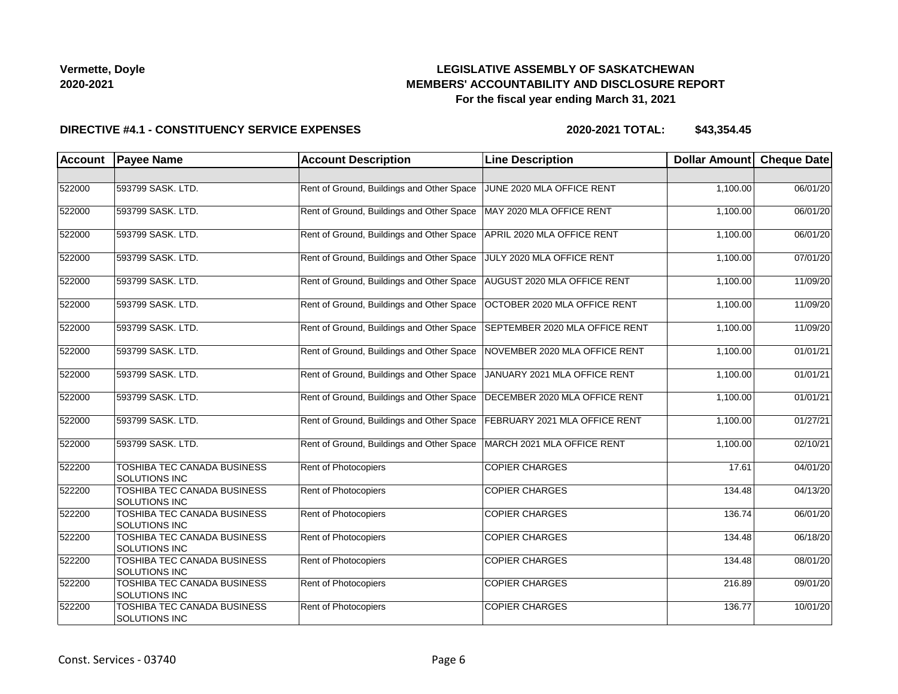Vermette, Doyle
2020-2021

## LEGISLATIVE ASSEMBLY OF SASKATCHEWAN
## MEMBERS' ACCOUNTABILITY AND DISCLOSURE REPORT
### For the fiscal year ending March 31, 2021

**DIRECTIVE #4.1 - CONSTITUENCY SERVICE EXPENSES** **2020-2021 TOTAL: $43,354.45**

| Account | Payee Name | Account Description | Line Description | Dollar Amount | Cheque Date |
|---|---|---|---|---|---|
| | | | | | |
| 522000 | 593799 SASK. LTD. | Rent of Ground, Buildings and Other Space | JUNE 2020 MLA OFFICE RENT | 1,100.00 | 06/01/20 |
| 522000 | 593799 SASK. LTD. | Rent of Ground, Buildings and Other Space | MAY 2020 MLA OFFICE RENT | 1,100.00 | 06/01/20 |
| 522000 | 593799 SASK. LTD. | Rent of Ground, Buildings and Other Space | APRIL 2020 MLA OFFICE RENT | 1,100.00 | 06/01/20 |
| 522000 | 593799 SASK. LTD. | Rent of Ground, Buildings and Other Space | JULY 2020 MLA OFFICE RENT | 1,100.00 | 07/01/20 |
| 522000 | 593799 SASK. LTD. | Rent of Ground, Buildings and Other Space | AUGUST 2020 MLA OFFICE RENT | 1,100.00 | 11/09/20 |
| 522000 | 593799 SASK. LTD. | Rent of Ground, Buildings and Other Space | OCTOBER 2020 MLA OFFICE RENT | 1,100.00 | 11/09/20 |
| 522000 | 593799 SASK. LTD. | Rent of Ground, Buildings and Other Space | SEPTEMBER 2020 MLA OFFICE RENT | 1,100.00 | 11/09/20 |
| 522000 | 593799 SASK. LTD. | Rent of Ground, Buildings and Other Space | NOVEMBER 2020 MLA OFFICE RENT | 1,100.00 | 01/01/21 |
| 522000 | 593799 SASK. LTD. | Rent of Ground, Buildings and Other Space | JANUARY 2021 MLA OFFICE RENT | 1,100.00 | 01/01/21 |
| 522000 | 593799 SASK. LTD. | Rent of Ground, Buildings and Other Space | DECEMBER 2020 MLA OFFICE RENT | 1,100.00 | 01/01/21 |
| 522000 | 593799 SASK. LTD. | Rent of Ground, Buildings and Other Space | FEBRUARY 2021 MLA OFFICE RENT | 1,100.00 | 01/27/21 |
| 522000 | 593799 SASK. LTD. | Rent of Ground, Buildings and Other Space | MARCH 2021 MLA OFFICE RENT | 1,100.00 | 02/10/21 |
| 522200 | TOSHIBA TEC CANADA BUSINESS SOLUTIONS INC | Rent of Photocopiers | COPIER CHARGES | 17.61 | 04/01/20 |
| 522200 | TOSHIBA TEC CANADA BUSINESS SOLUTIONS INC | Rent of Photocopiers | COPIER CHARGES | 134.48 | 04/13/20 |
| 522200 | TOSHIBA TEC CANADA BUSINESS SOLUTIONS INC | Rent of Photocopiers | COPIER CHARGES | 136.74 | 06/01/20 |
| 522200 | TOSHIBA TEC CANADA BUSINESS SOLUTIONS INC | Rent of Photocopiers | COPIER CHARGES | 134.48 | 06/18/20 |
| 522200 | TOSHIBA TEC CANADA BUSINESS SOLUTIONS INC | Rent of Photocopiers | COPIER CHARGES | 134.48 | 08/01/20 |
| 522200 | TOSHIBA TEC CANADA BUSINESS SOLUTIONS INC | Rent of Photocopiers | COPIER CHARGES | 216.89 | 09/01/20 |
| 522200 | TOSHIBA TEC CANADA BUSINESS SOLUTIONS INC | Rent of Photocopiers | COPIER CHARGES | 136.77 | 10/01/20 |

Const. Services - 03740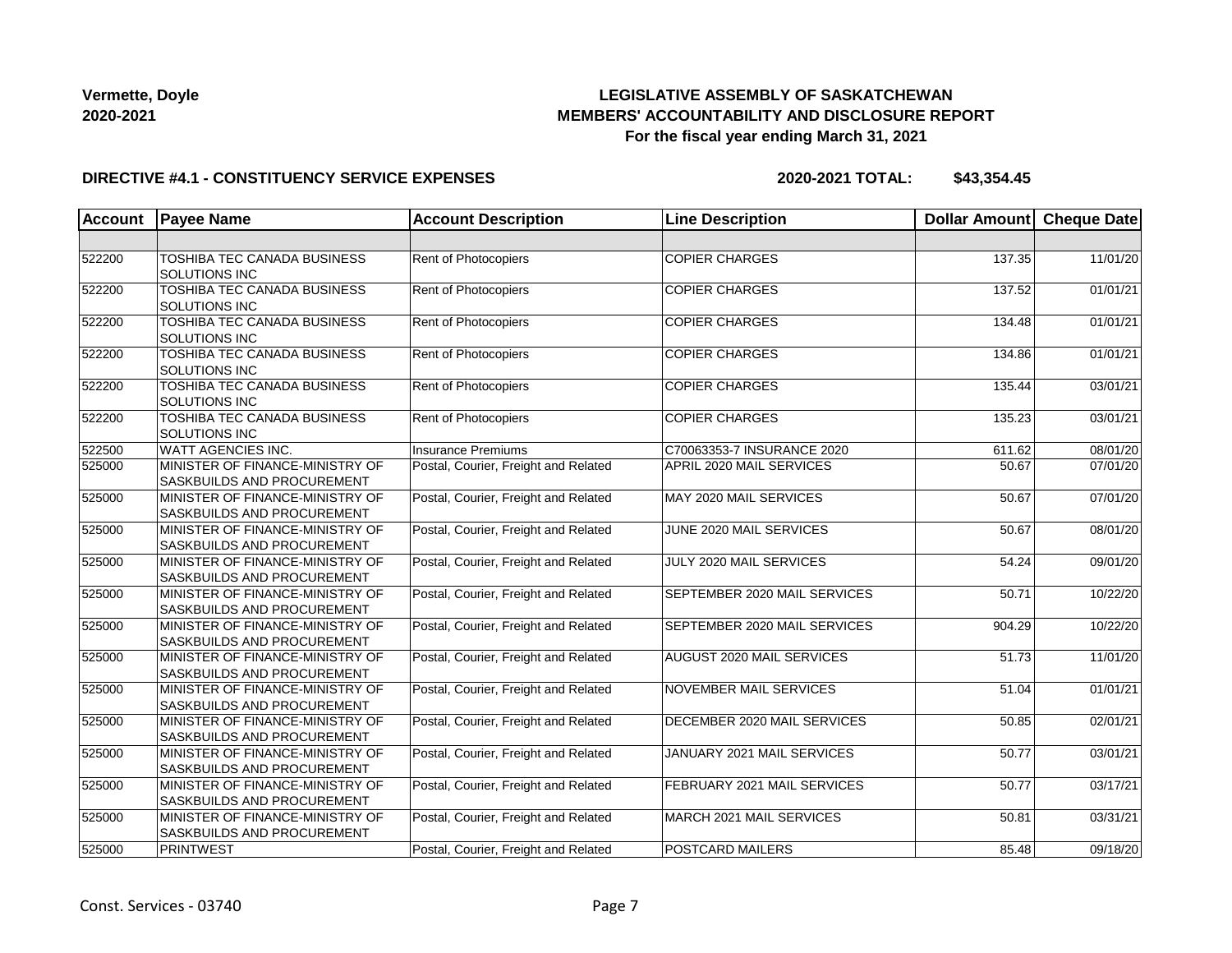**Vermette, Doyle**
**2020-2021**

## LEGISLATIVE ASSEMBLY OF SASKATCHEWAN
## MEMBERS' ACCOUNTABILITY AND DISCLOSURE REPORT
### For the fiscal year ending March 31, 2021

**DIRECTIVE #4.1 - CONSTITUENCY SERVICE EXPENSES** **2020-2021 TOTAL: $43,354.45**

| Account | Payee Name | Account Description | Line Description | Dollar Amount | Cheque Date |
|---|---|---|---|---|---|
| | | | | | |
| 522200 | TOSHIBA TEC CANADA BUSINESS SOLUTIONS INC | Rent of Photocopiers | COPIER CHARGES | 137.35 | 11/01/20 |
| 522200 | TOSHIBA TEC CANADA BUSINESS SOLUTIONS INC | Rent of Photocopiers | COPIER CHARGES | 137.52 | 01/01/21 |
| 522200 | TOSHIBA TEC CANADA BUSINESS SOLUTIONS INC | Rent of Photocopiers | COPIER CHARGES | 134.48 | 01/01/21 |
| 522200 | TOSHIBA TEC CANADA BUSINESS SOLUTIONS INC | Rent of Photocopiers | COPIER CHARGES | 134.86 | 01/01/21 |
| 522200 | TOSHIBA TEC CANADA BUSINESS SOLUTIONS INC | Rent of Photocopiers | COPIER CHARGES | 135.44 | 03/01/21 |
| 522200 | TOSHIBA TEC CANADA BUSINESS SOLUTIONS INC | Rent of Photocopiers | COPIER CHARGES | 135.23 | 03/01/21 |
| 522500 | WATT AGENCIES INC. | Insurance Premiums | C70063353-7 INSURANCE 2020 | 611.62 | 08/01/20 |
| 525000 | MINISTER OF FINANCE-MINISTRY OF SASKBUILDS AND PROCUREMENT | Postal, Courier, Freight and Related | APRIL 2020 MAIL SERVICES | 50.67 | 07/01/20 |
| 525000 | MINISTER OF FINANCE-MINISTRY OF SASKBUILDS AND PROCUREMENT | Postal, Courier, Freight and Related | MAY 2020 MAIL SERVICES | 50.67 | 07/01/20 |
| 525000 | MINISTER OF FINANCE-MINISTRY OF SASKBUILDS AND PROCUREMENT | Postal, Courier, Freight and Related | JUNE 2020 MAIL SERVICES | 50.67 | 08/01/20 |
| 525000 | MINISTER OF FINANCE-MINISTRY OF SASKBUILDS AND PROCUREMENT | Postal, Courier, Freight and Related | JULY 2020 MAIL SERVICES | 54.24 | 09/01/20 |
| 525000 | MINISTER OF FINANCE-MINISTRY OF SASKBUILDS AND PROCUREMENT | Postal, Courier, Freight and Related | SEPTEMBER 2020 MAIL SERVICES | 50.71 | 10/22/20 |
| 525000 | MINISTER OF FINANCE-MINISTRY OF SASKBUILDS AND PROCUREMENT | Postal, Courier, Freight and Related | SEPTEMBER 2020 MAIL SERVICES | 904.29 | 10/22/20 |
| 525000 | MINISTER OF FINANCE-MINISTRY OF SASKBUILDS AND PROCUREMENT | Postal, Courier, Freight and Related | AUGUST 2020 MAIL SERVICES | 51.73 | 11/01/20 |
| 525000 | MINISTER OF FINANCE-MINISTRY OF SASKBUILDS AND PROCUREMENT | Postal, Courier, Freight and Related | NOVEMBER MAIL SERVICES | 51.04 | 01/01/21 |
| 525000 | MINISTER OF FINANCE-MINISTRY OF SASKBUILDS AND PROCUREMENT | Postal, Courier, Freight and Related | DECEMBER 2020 MAIL SERVICES | 50.85 | 02/01/21 |
| 525000 | MINISTER OF FINANCE-MINISTRY OF SASKBUILDS AND PROCUREMENT | Postal, Courier, Freight and Related | JANUARY 2021 MAIL SERVICES | 50.77 | 03/01/21 |
| 525000 | MINISTER OF FINANCE-MINISTRY OF SASKBUILDS AND PROCUREMENT | Postal, Courier, Freight and Related | FEBRUARY 2021 MAIL SERVICES | 50.77 | 03/17/21 |
| 525000 | MINISTER OF FINANCE-MINISTRY OF SASKBUILDS AND PROCUREMENT | Postal, Courier, Freight and Related | MARCH 2021 MAIL SERVICES | 50.81 | 03/31/21 |
| 525000 | PRINTWEST | Postal, Courier, Freight and Related | POSTCARD MAILERS | 85.48 | 09/18/20 |

Const. Services - 03740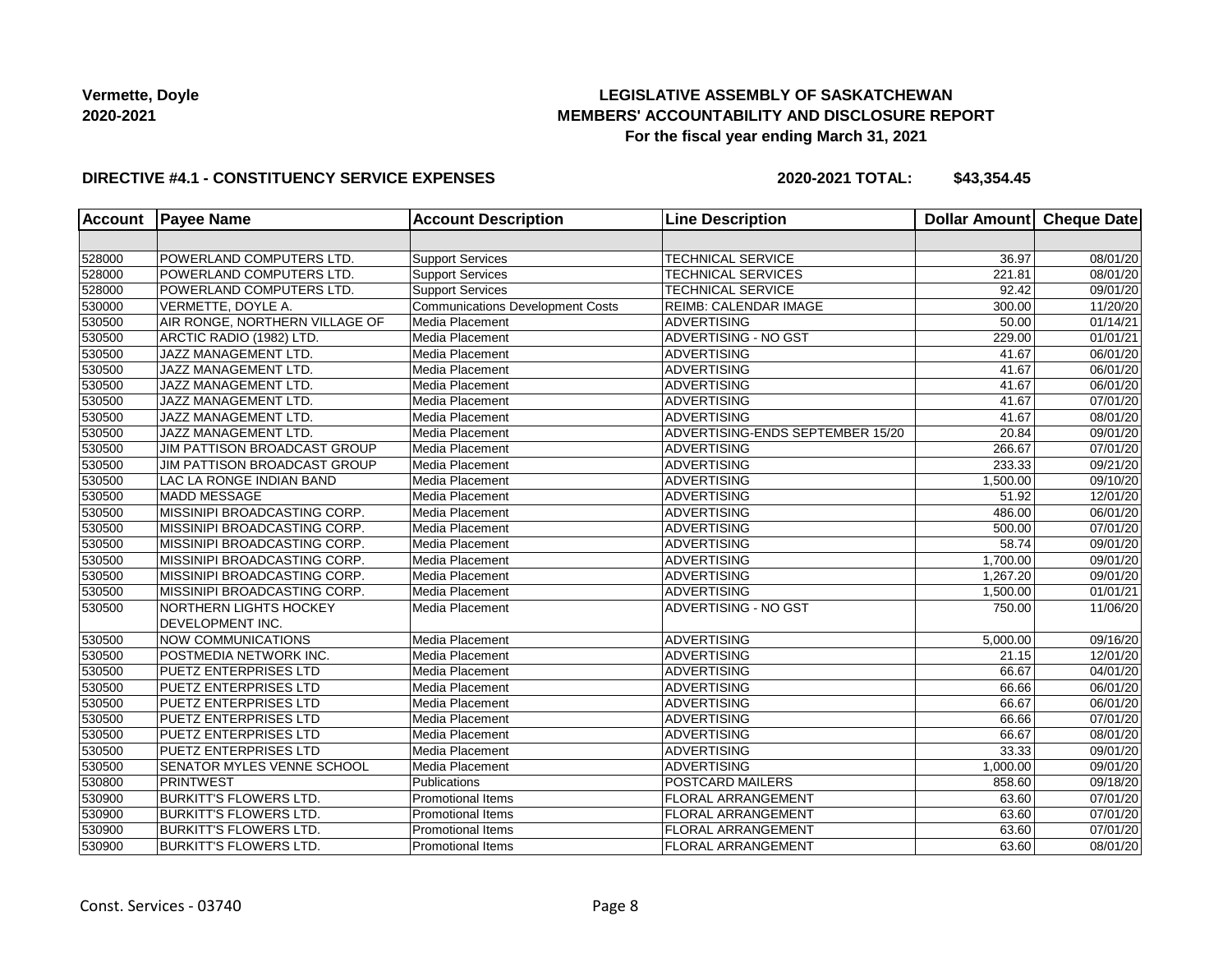**Vermette, Doyle**
**2020-2021**

**LEGISLATIVE ASSEMBLY OF SASKATCHEWAN**
**MEMBERS' ACCOUNTABILITY AND DISCLOSURE REPORT**
**For the fiscal year ending March 31, 2021**

**DIRECTIVE #4.1 - CONSTITUENCY SERVICE EXPENSES** **2020-2021 TOTAL: $43,354.45**

| Account | Payee Name | Account Description | Line Description | Dollar Amount | Cheque Date |
|---|---|---|---|---|---|
| | | | | | |
| 528000 | POWERLAND COMPUTERS LTD. | Support Services | TECHNICAL SERVICE | 36.97 | 08/01/20 |
| 528000 | POWERLAND COMPUTERS LTD. | Support Services | TECHNICAL SERVICES | 221.81 | 08/01/20 |
| 528000 | POWERLAND COMPUTERS LTD. | Support Services | TECHNICAL SERVICE | 92.42 | 09/01/20 |
| 530000 | VERMETTE, DOYLE A. | Communications Development Costs | REIMB: CALENDAR IMAGE | 300.00 | 11/20/20 |
| 530500 | AIR RONGE, NORTHERN VILLAGE OF | Media Placement | ADVERTISING | 50.00 | 01/14/21 |
| 530500 | ARCTIC RADIO (1982) LTD. | Media Placement | ADVERTISING - NO GST | 229.00 | 01/01/21 |
| 530500 | JAZZ MANAGEMENT LTD. | Media Placement | ADVERTISING | 41.67 | 06/01/20 |
| 530500 | JAZZ MANAGEMENT LTD. | Media Placement | ADVERTISING | 41.67 | 06/01/20 |
| 530500 | JAZZ MANAGEMENT LTD. | Media Placement | ADVERTISING | 41.67 | 06/01/20 |
| 530500 | JAZZ MANAGEMENT LTD. | Media Placement | ADVERTISING | 41.67 | 07/01/20 |
| 530500 | JAZZ MANAGEMENT LTD. | Media Placement | ADVERTISING | 41.67 | 08/01/20 |
| 530500 | JAZZ MANAGEMENT LTD. | Media Placement | ADVERTISING-ENDS SEPTEMBER 15/20 | 20.84 | 09/01/20 |
| 530500 | JIM PATTISON BROADCAST GROUP | Media Placement | ADVERTISING | 266.67 | 07/01/20 |
| 530500 | JIM PATTISON BROADCAST GROUP | Media Placement | ADVERTISING | 233.33 | 09/21/20 |
| 530500 | LAC LA RONGE INDIAN BAND | Media Placement | ADVERTISING | 1,500.00 | 09/10/20 |
| 530500 | MADD MESSAGE | Media Placement | ADVERTISING | 51.92 | 12/01/20 |
| 530500 | MISSINIPI BROADCASTING CORP. | Media Placement | ADVERTISING | 486.00 | 06/01/20 |
| 530500 | MISSINIPI BROADCASTING CORP. | Media Placement | ADVERTISING | 500.00 | 07/01/20 |
| 530500 | MISSINIPI BROADCASTING CORP. | Media Placement | ADVERTISING | 58.74 | 09/01/20 |
| 530500 | MISSINIPI BROADCASTING CORP. | Media Placement | ADVERTISING | 1,700.00 | 09/01/20 |
| 530500 | MISSINIPI BROADCASTING CORP. | Media Placement | ADVERTISING | 1,267.20 | 09/01/20 |
| 530500 | MISSINIPI BROADCASTING CORP. | Media Placement | ADVERTISING | 1,500.00 | 01/01/21 |
| 530500 | NORTHERN LIGHTS HOCKEY DEVELOPMENT INC. | Media Placement | ADVERTISING - NO GST | 750.00 | 11/06/20 |
| 530500 | NOW COMMUNICATIONS | Media Placement | ADVERTISING | 5,000.00 | 09/16/20 |
| 530500 | POSTMEDIA NETWORK INC. | Media Placement | ADVERTISING | 21.15 | 12/01/20 |
| 530500 | PUETZ ENTERPRISES LTD | Media Placement | ADVERTISING | 66.67 | 04/01/20 |
| 530500 | PUETZ ENTERPRISES LTD | Media Placement | ADVERTISING | 66.66 | 06/01/20 |
| 530500 | PUETZ ENTERPRISES LTD | Media Placement | ADVERTISING | 66.67 | 06/01/20 |
| 530500 | PUETZ ENTERPRISES LTD | Media Placement | ADVERTISING | 66.66 | 07/01/20 |
| 530500 | PUETZ ENTERPRISES LTD | Media Placement | ADVERTISING | 66.67 | 08/01/20 |
| 530500 | PUETZ ENTERPRISES LTD | Media Placement | ADVERTISING | 33.33 | 09/01/20 |
| 530500 | SENATOR MYLES VENNE SCHOOL | Media Placement | ADVERTISING | 1,000.00 | 09/01/20 |
| 530800 | PRINTWEST | Publications | POSTCARD MAILERS | 858.60 | 09/18/20 |
| 530900 | BURKITT'S FLOWERS LTD. | Promotional Items | FLORAL ARRANGEMENT | 63.60 | 07/01/20 |
| 530900 | BURKITT'S FLOWERS LTD. | Promotional Items | FLORAL ARRANGEMENT | 63.60 | 07/01/20 |
| 530900 | BURKITT'S FLOWERS LTD. | Promotional Items | FLORAL ARRANGEMENT | 63.60 | 07/01/20 |
| 530900 | BURKITT'S FLOWERS LTD. | Promotional Items | FLORAL ARRANGEMENT | 63.60 | 08/01/20 |

Const. Services - 03740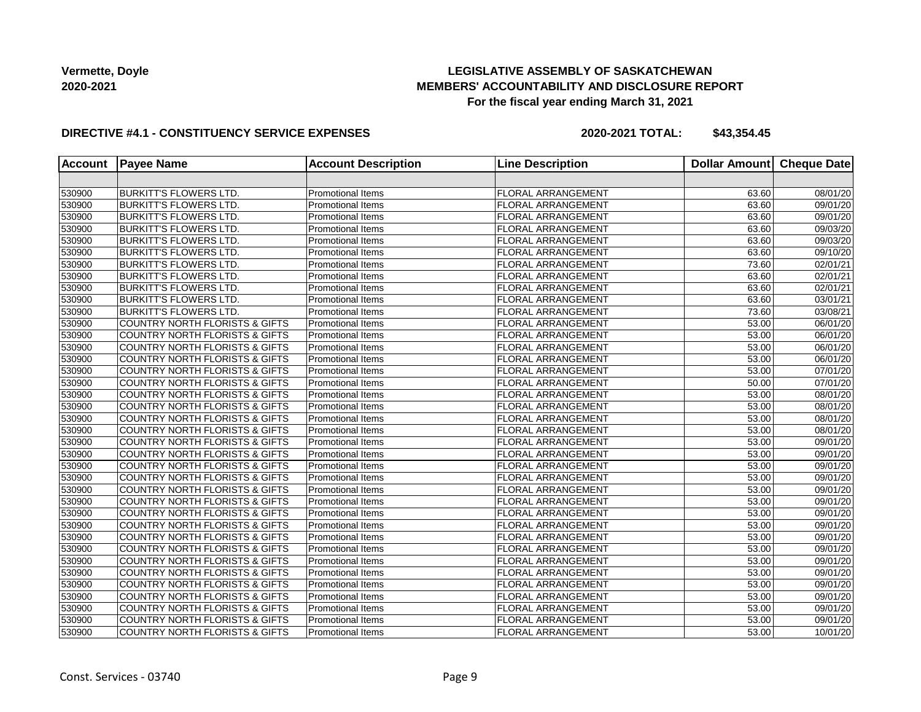**Vermette, Doyle**
**2020-2021**

**LEGISLATIVE ASSEMBLY OF SASKATCHEWAN**
**MEMBERS' ACCOUNTABILITY AND DISCLOSURE REPORT**
**For the fiscal year ending March 31, 2021**

**DIRECTIVE #4.1 - CONSTITUENCY SERVICE EXPENSES** **2020-2021 TOTAL: $43,354.45**

| Account | Payee Name | Account Description | Line Description | Dollar Amount | Cheque Date |
|---|---|---|---|---|---|
| | | | | | |
| 530900 | BURKITT'S FLOWERS LTD. | Promotional Items | FLORAL ARRANGEMENT | 63.60 | 08/01/20 |
| 530900 | BURKITT'S FLOWERS LTD. | Promotional Items | FLORAL ARRANGEMENT | 63.60 | 09/01/20 |
| 530900 | BURKITT'S FLOWERS LTD. | Promotional Items | FLORAL ARRANGEMENT | 63.60 | 09/01/20 |
| 530900 | BURKITT'S FLOWERS LTD. | Promotional Items | FLORAL ARRANGEMENT | 63.60 | 09/03/20 |
| 530900 | BURKITT'S FLOWERS LTD. | Promotional Items | FLORAL ARRANGEMENT | 63.60 | 09/03/20 |
| 530900 | BURKITT'S FLOWERS LTD. | Promotional Items | FLORAL ARRANGEMENT | 63.60 | 09/10/20 |
| 530900 | BURKITT'S FLOWERS LTD. | Promotional Items | FLORAL ARRANGEMENT | 73.60 | 02/01/21 |
| 530900 | BURKITT'S FLOWERS LTD. | Promotional Items | FLORAL ARRANGEMENT | 63.60 | 02/01/21 |
| 530900 | BURKITT'S FLOWERS LTD. | Promotional Items | FLORAL ARRANGEMENT | 63.60 | 02/01/21 |
| 530900 | BURKITT'S FLOWERS LTD. | Promotional Items | FLORAL ARRANGEMENT | 63.60 | 03/01/21 |
| 530900 | BURKITT'S FLOWERS LTD. | Promotional Items | FLORAL ARRANGEMENT | 73.60 | 03/08/21 |
| 530900 | COUNTRY NORTH FLORISTS & GIFTS | Promotional Items | FLORAL ARRANGEMENT | 53.00 | 06/01/20 |
| 530900 | COUNTRY NORTH FLORISTS & GIFTS | Promotional Items | FLORAL ARRANGEMENT | 53.00 | 06/01/20 |
| 530900 | COUNTRY NORTH FLORISTS & GIFTS | Promotional Items | FLORAL ARRANGEMENT | 53.00 | 06/01/20 |
| 530900 | COUNTRY NORTH FLORISTS & GIFTS | Promotional Items | FLORAL ARRANGEMENT | 53.00 | 06/01/20 |
| 530900 | COUNTRY NORTH FLORISTS & GIFTS | Promotional Items | FLORAL ARRANGEMENT | 53.00 | 07/01/20 |
| 530900 | COUNTRY NORTH FLORISTS & GIFTS | Promotional Items | FLORAL ARRANGEMENT | 50.00 | 07/01/20 |
| 530900 | COUNTRY NORTH FLORISTS & GIFTS | Promotional Items | FLORAL ARRANGEMENT | 53.00 | 08/01/20 |
| 530900 | COUNTRY NORTH FLORISTS & GIFTS | Promotional Items | FLORAL ARRANGEMENT | 53.00 | 08/01/20 |
| 530900 | COUNTRY NORTH FLORISTS & GIFTS | Promotional Items | FLORAL ARRANGEMENT | 53.00 | 08/01/20 |
| 530900 | COUNTRY NORTH FLORISTS & GIFTS | Promotional Items | FLORAL ARRANGEMENT | 53.00 | 08/01/20 |
| 530900 | COUNTRY NORTH FLORISTS & GIFTS | Promotional Items | FLORAL ARRANGEMENT | 53.00 | 09/01/20 |
| 530900 | COUNTRY NORTH FLORISTS & GIFTS | Promotional Items | FLORAL ARRANGEMENT | 53.00 | 09/01/20 |
| 530900 | COUNTRY NORTH FLORISTS & GIFTS | Promotional Items | FLORAL ARRANGEMENT | 53.00 | 09/01/20 |
| 530900 | COUNTRY NORTH FLORISTS & GIFTS | Promotional Items | FLORAL ARRANGEMENT | 53.00 | 09/01/20 |
| 530900 | COUNTRY NORTH FLORISTS & GIFTS | Promotional Items | FLORAL ARRANGEMENT | 53.00 | 09/01/20 |
| 530900 | COUNTRY NORTH FLORISTS & GIFTS | Promotional Items | FLORAL ARRANGEMENT | 53.00 | 09/01/20 |
| 530900 | COUNTRY NORTH FLORISTS & GIFTS | Promotional Items | FLORAL ARRANGEMENT | 53.00 | 09/01/20 |
| 530900 | COUNTRY NORTH FLORISTS & GIFTS | Promotional Items | FLORAL ARRANGEMENT | 53.00 | 09/01/20 |
| 530900 | COUNTRY NORTH FLORISTS & GIFTS | Promotional Items | FLORAL ARRANGEMENT | 53.00 | 09/01/20 |
| 530900 | COUNTRY NORTH FLORISTS & GIFTS | Promotional Items | FLORAL ARRANGEMENT | 53.00 | 09/01/20 |
| 530900 | COUNTRY NORTH FLORISTS & GIFTS | Promotional Items | FLORAL ARRANGEMENT | 53.00 | 09/01/20 |
| 530900 | COUNTRY NORTH FLORISTS & GIFTS | Promotional Items | FLORAL ARRANGEMENT | 53.00 | 09/01/20 |
| 530900 | COUNTRY NORTH FLORISTS & GIFTS | Promotional Items | FLORAL ARRANGEMENT | 53.00 | 09/01/20 |
| 530900 | COUNTRY NORTH FLORISTS & GIFTS | Promotional Items | FLORAL ARRANGEMENT | 53.00 | 09/01/20 |
| 530900 | COUNTRY NORTH FLORISTS & GIFTS | Promotional Items | FLORAL ARRANGEMENT | 53.00 | 10/01/20 |

Const. Services - 03740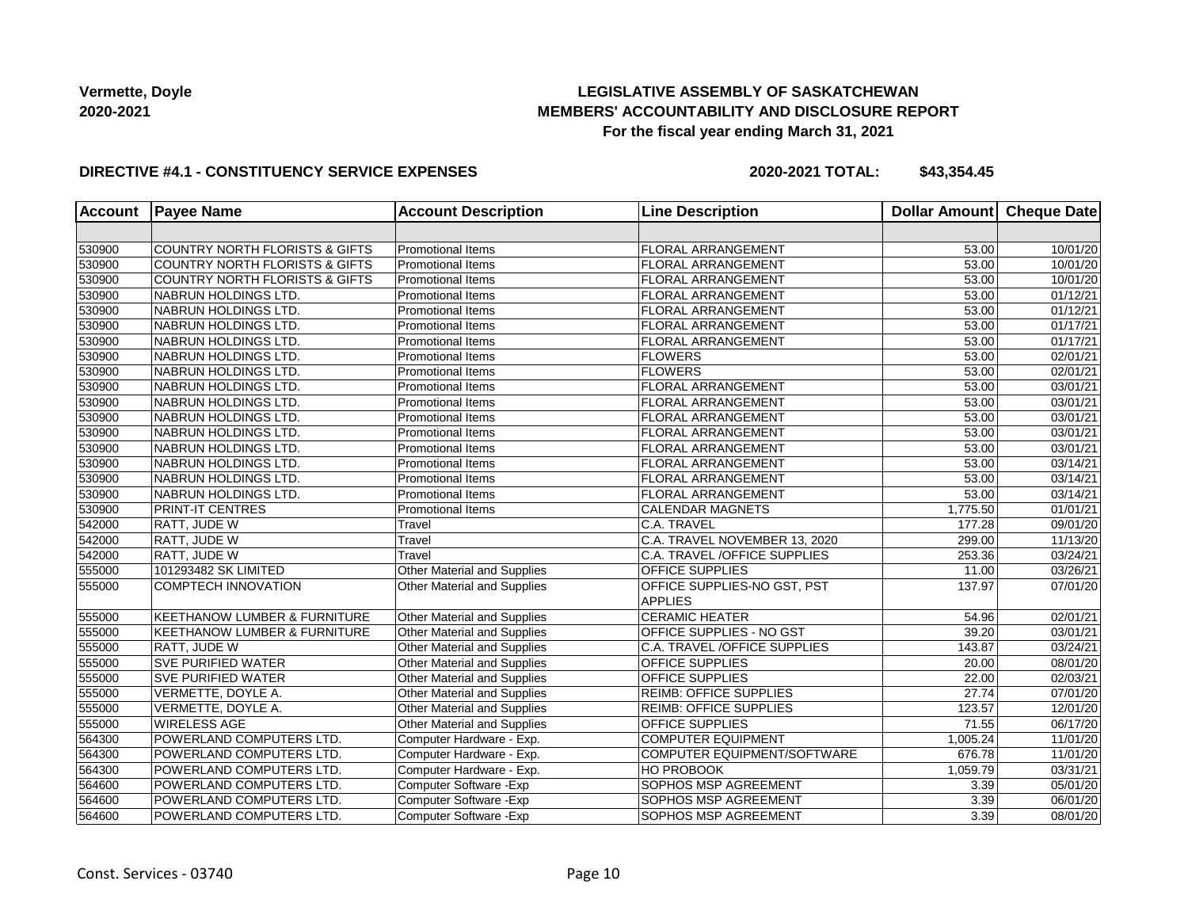**Vermette, Doyle**
**2020-2021**

**LEGISLATIVE ASSEMBLY OF SASKATCHEWAN**
**MEMBERS' ACCOUNTABILITY AND DISCLOSURE REPORT**
**For the fiscal year ending March 31, 2021**

**DIRECTIVE #4.1 - CONSTITUENCY SERVICE EXPENSES** **2020-2021 TOTAL: $43,354.45**

| Account | Payee Name | Account Description | Line Description | Dollar Amount | Cheque Date |
|---|---|---|---|---|---|
| | | | | | |
| 530900 | COUNTRY NORTH FLORISTS & GIFTS | Promotional Items | FLORAL ARRANGEMENT | 53.00 | 10/01/20 |
| 530900 | COUNTRY NORTH FLORISTS & GIFTS | Promotional Items | FLORAL ARRANGEMENT | 53.00 | 10/01/20 |
| 530900 | COUNTRY NORTH FLORISTS & GIFTS | Promotional Items | FLORAL ARRANGEMENT | 53.00 | 10/01/20 |
| 530900 | NABRUN HOLDINGS LTD. | Promotional Items | FLORAL ARRANGEMENT | 53.00 | 01/12/21 |
| 530900 | NABRUN HOLDINGS LTD. | Promotional Items | FLORAL ARRANGEMENT | 53.00 | 01/12/21 |
| 530900 | NABRUN HOLDINGS LTD. | Promotional Items | FLORAL ARRANGEMENT | 53.00 | 01/17/21 |
| 530900 | NABRUN HOLDINGS LTD. | Promotional Items | FLORAL ARRANGEMENT | 53.00 | 01/17/21 |
| 530900 | NABRUN HOLDINGS LTD. | Promotional Items | FLOWERS | 53.00 | 02/01/21 |
| 530900 | NABRUN HOLDINGS LTD. | Promotional Items | FLOWERS | 53.00 | 02/01/21 |
| 530900 | NABRUN HOLDINGS LTD. | Promotional Items | FLORAL ARRANGEMENT | 53.00 | 03/01/21 |
| 530900 | NABRUN HOLDINGS LTD. | Promotional Items | FLORAL ARRANGEMENT | 53.00 | 03/01/21 |
| 530900 | NABRUN HOLDINGS LTD. | Promotional Items | FLORAL ARRANGEMENT | 53.00 | 03/01/21 |
| 530900 | NABRUN HOLDINGS LTD. | Promotional Items | FLORAL ARRANGEMENT | 53.00 | 03/01/21 |
| 530900 | NABRUN HOLDINGS LTD. | Promotional Items | FLORAL ARRANGEMENT | 53.00 | 03/01/21 |
| 530900 | NABRUN HOLDINGS LTD. | Promotional Items | FLORAL ARRANGEMENT | 53.00 | 03/14/21 |
| 530900 | NABRUN HOLDINGS LTD. | Promotional Items | FLORAL ARRANGEMENT | 53.00 | 03/14/21 |
| 530900 | NABRUN HOLDINGS LTD. | Promotional Items | FLORAL ARRANGEMENT | 53.00 | 03/14/21 |
| 530900 | PRINT-IT CENTRES | Promotional Items | CALENDAR MAGNETS | 1,775.50 | 01/01/21 |
| 542000 | RATT, JUDE W | Travel | C.A. TRAVEL | 177.28 | 09/01/20 |
| 542000 | RATT, JUDE W | Travel | C.A. TRAVEL NOVEMBER 13, 2020 | 299.00 | 11/13/20 |
| 542000 | RATT, JUDE W | Travel | C.A. TRAVEL /OFFICE SUPPLIES | 253.36 | 03/24/21 |
| 555000 | 101293482 SK LIMITED | Other Material and Supplies | OFFICE SUPPLIES | 11.00 | 03/26/21 |
| 555000 | COMPTECH INNOVATION | Other Material and Supplies | OFFICE SUPPLIES-NO GST, PST APPLIES | 137.97 | 07/01/20 |
| 555000 | KEETHANOW LUMBER & FURNITURE | Other Material and Supplies | CERAMIC HEATER | 54.96 | 02/01/21 |
| 555000 | KEETHANOW LUMBER & FURNITURE | Other Material and Supplies | OFFICE SUPPLIES - NO GST | 39.20 | 03/01/21 |
| 555000 | RATT, JUDE W | Other Material and Supplies | C.A. TRAVEL /OFFICE SUPPLIES | 143.87 | 03/24/21 |
| 555000 | SVE PURIFIED WATER | Other Material and Supplies | OFFICE SUPPLIES | 20.00 | 08/01/20 |
| 555000 | SVE PURIFIED WATER | Other Material and Supplies | OFFICE SUPPLIES | 22.00 | 02/03/21 |
| 555000 | VERMETTE, DOYLE A. | Other Material and Supplies | REIMB: OFFICE SUPPLIES | 27.74 | 07/01/20 |
| 555000 | VERMETTE, DOYLE A. | Other Material and Supplies | REIMB: OFFICE SUPPLIES | 123.57 | 12/01/20 |
| 555000 | WIRELESS AGE | Other Material and Supplies | OFFICE SUPPLIES | 71.55 | 06/17/20 |
| 564300 | POWERLAND COMPUTERS LTD. | Computer Hardware - Exp. | COMPUTER EQUIPMENT | 1,005.24 | 11/01/20 |
| 564300 | POWERLAND COMPUTERS LTD. | Computer Hardware - Exp. | COMPUTER EQUIPMENT/SOFTWARE | 676.78 | 11/01/20 |
| 564300 | POWERLAND COMPUTERS LTD. | Computer Hardware - Exp. | HO PROBOOK | 1,059.79 | 03/31/21 |
| 564600 | POWERLAND COMPUTERS LTD. | Computer Software -Exp | SOPHOS MSP AGREEMENT | 3.39 | 05/01/20 |
| 564600 | POWERLAND COMPUTERS LTD. | Computer Software -Exp | SOPHOS MSP AGREEMENT | 3.39 | 06/01/20 |
| 564600 | POWERLAND COMPUTERS LTD. | Computer Software -Exp | SOPHOS MSP AGREEMENT | 3.39 | 08/01/20 |

Const. Services - 03740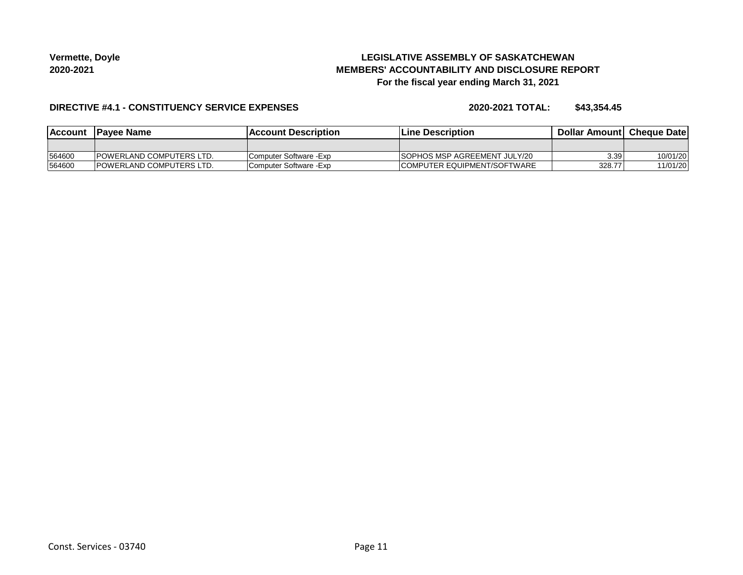**Vermette, Doyle**
**2020-2021**

**LEGISLATIVE ASSEMBLY OF SASKATCHEWAN**
**MEMBERS' ACCOUNTABILITY AND DISCLOSURE REPORT**
**For the fiscal year ending March 31, 2021**

**DIRECTIVE #4.1 - CONSTITUENCY SERVICE EXPENSES** **2020-2021 TOTAL: $43,354.45**

| Account | Payee Name | Account Description | Line Description | Dollar Amount | Cheque Date |
|---|---|---|---|---|---|
| | | | | | |
| 564600 | POWERLAND COMPUTERS LTD. | Computer Software -Exp | SOPHOS MSP AGREEMENT JULY/20 | 3.39 | 10/01/20 |
| 564600 | POWERLAND COMPUTERS LTD. | Computer Software -Exp | COMPUTER EQUIPMENT/SOFTWARE | 328.77 | 11/01/20 |

Const. Services - 03740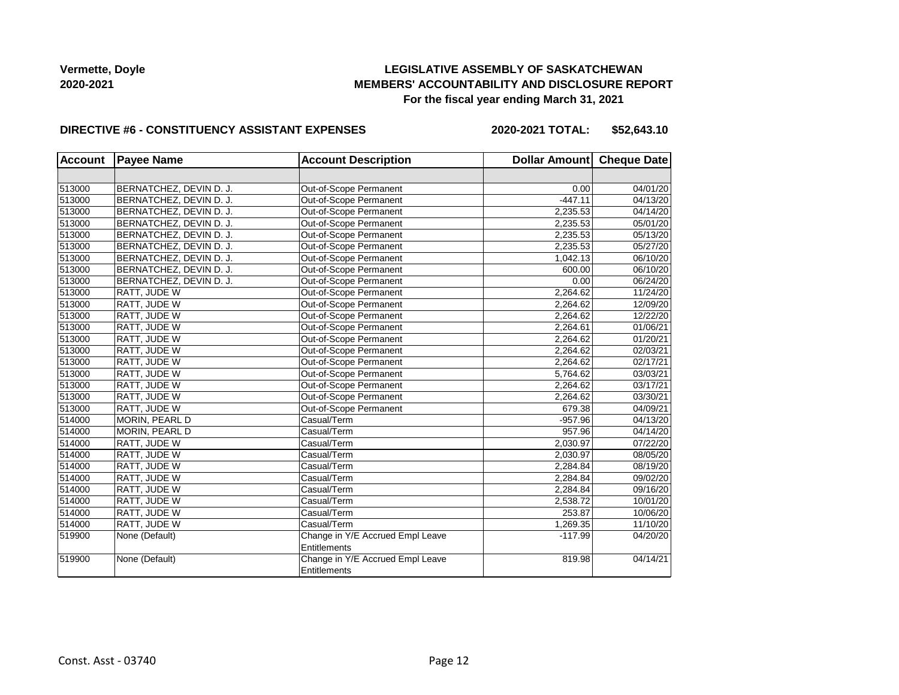**Vermette, Doyle**
**2020-2021**

# LEGISLATIVE ASSEMBLY OF SASKATCHEWAN
## MEMBERS' ACCOUNTABILITY AND DISCLOSURE REPORT
### For the fiscal year ending March 31, 2021

**DIRECTIVE #6 - CONSTITUENCY ASSISTANT EXPENSES** **2020-2021 TOTAL: $52,643.10**

| Account | Payee Name | Account Description | Dollar Amount | Cheque Date |
|---|---|---|---|---|
| | | | | |
| 513000 | BERNATCHEZ, DEVIN D. J. | Out-of-Scope Permanent | 0.00 | 04/01/20 |
| 513000 | BERNATCHEZ, DEVIN D. J. | Out-of-Scope Permanent | -447.11 | 04/13/20 |
| 513000 | BERNATCHEZ, DEVIN D. J. | Out-of-Scope Permanent | 2,235.53 | 04/14/20 |
| 513000 | BERNATCHEZ, DEVIN D. J. | Out-of-Scope Permanent | 2,235.53 | 05/01/20 |
| 513000 | BERNATCHEZ, DEVIN D. J. | Out-of-Scope Permanent | 2,235.53 | 05/13/20 |
| 513000 | BERNATCHEZ, DEVIN D. J. | Out-of-Scope Permanent | 2,235.53 | 05/27/20 |
| 513000 | BERNATCHEZ, DEVIN D. J. | Out-of-Scope Permanent | 1,042.13 | 06/10/20 |
| 513000 | BERNATCHEZ, DEVIN D. J. | Out-of-Scope Permanent | 600.00 | 06/10/20 |
| 513000 | BERNATCHEZ, DEVIN D. J. | Out-of-Scope Permanent | 0.00 | 06/24/20 |
| 513000 | RATT, JUDE W | Out-of-Scope Permanent | 2,264.62 | 11/24/20 |
| 513000 | RATT, JUDE W | Out-of-Scope Permanent | 2,264.62 | 12/09/20 |
| 513000 | RATT, JUDE W | Out-of-Scope Permanent | 2,264.62 | 12/22/20 |
| 513000 | RATT, JUDE W | Out-of-Scope Permanent | 2,264.61 | 01/06/21 |
| 513000 | RATT, JUDE W | Out-of-Scope Permanent | 2,264.62 | 01/20/21 |
| 513000 | RATT, JUDE W | Out-of-Scope Permanent | 2,264.62 | 02/03/21 |
| 513000 | RATT, JUDE W | Out-of-Scope Permanent | 2,264.62 | 02/17/21 |
| 513000 | RATT, JUDE W | Out-of-Scope Permanent | 5,764.62 | 03/03/21 |
| 513000 | RATT, JUDE W | Out-of-Scope Permanent | 2,264.62 | 03/17/21 |
| 513000 | RATT, JUDE W | Out-of-Scope Permanent | 2,264.62 | 03/30/21 |
| 513000 | RATT, JUDE W | Out-of-Scope Permanent | 679.38 | 04/09/21 |
| 514000 | MORIN, PEARL D | Casual/Term | -957.96 | 04/13/20 |
| 514000 | MORIN, PEARL D | Casual/Term | 957.96 | 04/14/20 |
| 514000 | RATT, JUDE W | Casual/Term | 2,030.97 | 07/22/20 |
| 514000 | RATT, JUDE W | Casual/Term | 2,030.97 | 08/05/20 |
| 514000 | RATT, JUDE W | Casual/Term | 2,284.84 | 08/19/20 |
| 514000 | RATT, JUDE W | Casual/Term | 2,284.84 | 09/02/20 |
| 514000 | RATT, JUDE W | Casual/Term | 2,284.84 | 09/16/20 |
| 514000 | RATT, JUDE W | Casual/Term | 2,538.72 | 10/01/20 |
| 514000 | RATT, JUDE W | Casual/Term | 253.87 | 10/06/20 |
| 514000 | RATT, JUDE W | Casual/Term | 1,269.35 | 11/10/20 |
| 519900 | None (Default) | Change in Y/E Accrued Empl Leave Entitlements | -117.99 | 04/20/20 |
| 519900 | None (Default) | Change in Y/E Accrued Empl Leave Entitlements | 819.98 | 04/14/21 |

Const. Asst - 03740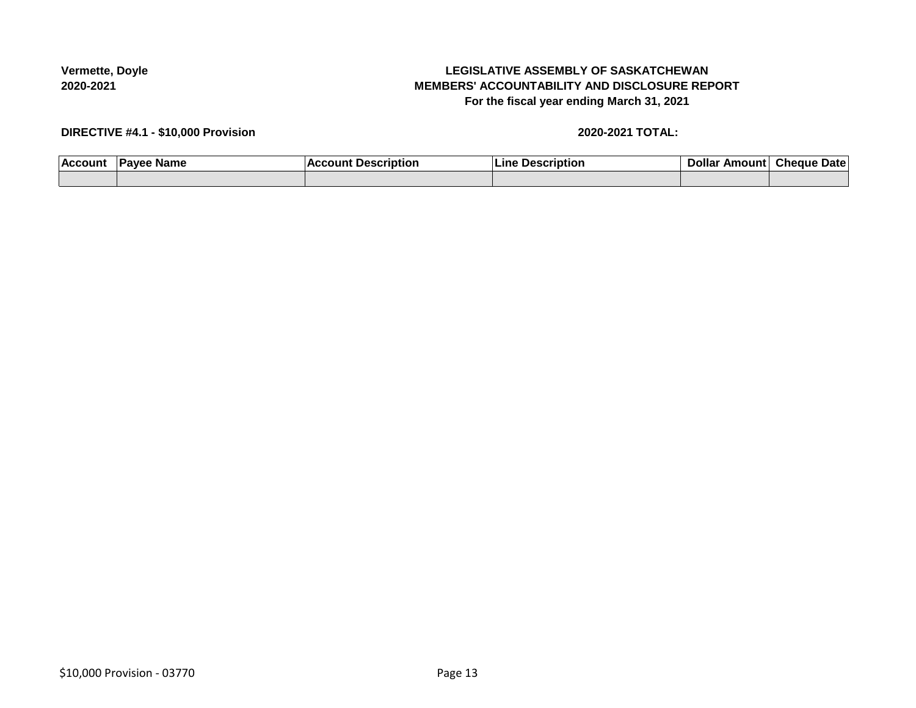**Vermette, Doyle**
**2020-2021**

**LEGISLATIVE ASSEMBLY OF SASKATCHEWAN**
**MEMBERS' ACCOUNTABILITY AND DISCLOSURE REPORT**
**For the fiscal year ending March 31, 2021**

**DIRECTIVE #4.1 - $10,000 Provision**

**2020-2021 TOTAL:**

| Account | Payee Name | Account Description | Line Description | Dollar Amount | Cheque Date |
|---|---|---|---|---|---|
| | | | | | |

$10,000 Provision - 03770